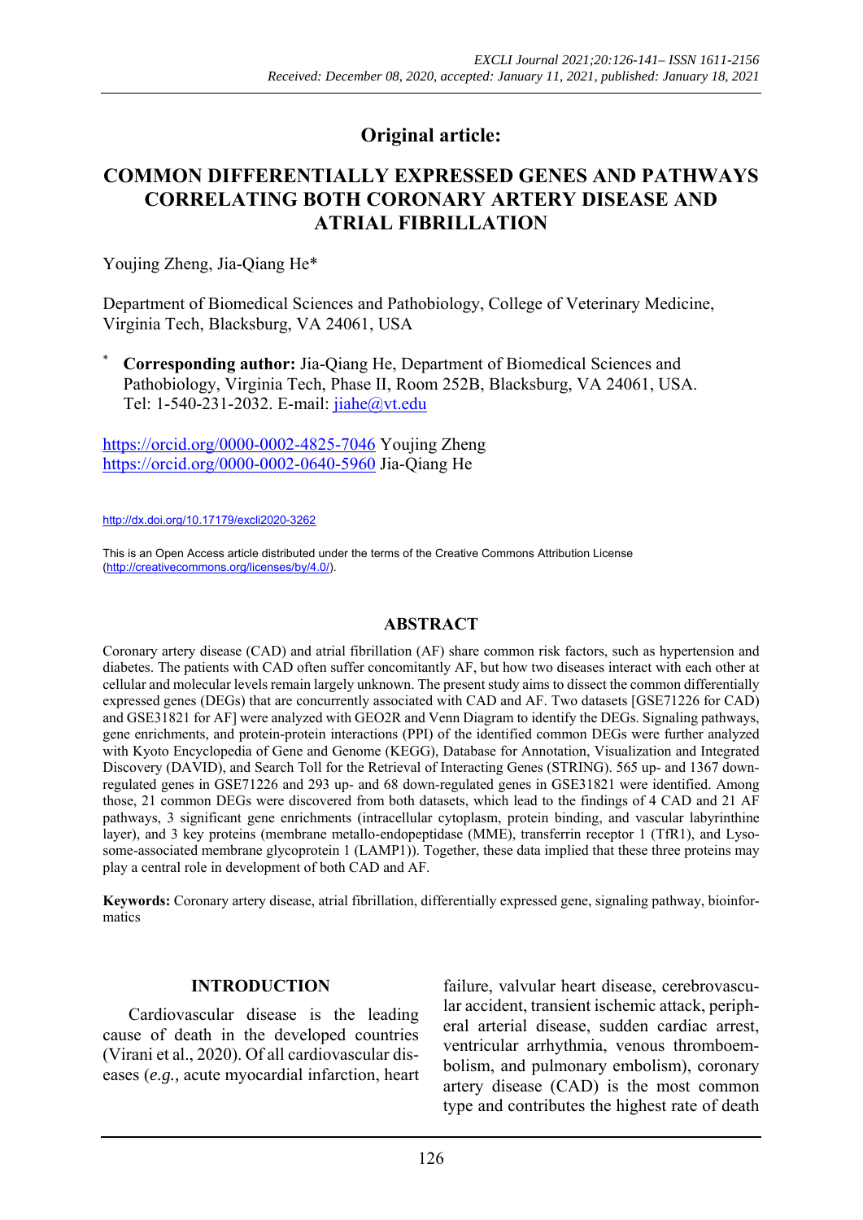## Original article:

# COMMON DIFFERENTIALLY EXPRESSED GENES AND PATHWAYS CORRELATING BOTH CORONARY ARTERY DISEASE AND ATRIAL FIBRILLATION

Youjing Zheng, Jia-Qiang He*

Department of Biomedical Sciences and Pathobiology, College of Veterinary Medicine, Virginia Tech, Blacksburg, VA 24061, USA

\* **Corresponding author:** Jia-Qiang He, Department of Biomedical Sciences and Pathobiology, Virginia Tech, Phase II, Room 252B, Blacksburg, VA 24061, USA. Tel: 1-540-231-2032. E-mail: jiahe@vt.edu

https://orcid.org/0000-0002-4825-7046 Youjing Zheng
https://orcid.org/0000-0002-0640-5960 Jia-Qiang He

http://dx.doi.org/10.17179/excli2020-3262

This is an Open Access article distributed under the terms of the Creative Commons Attribution License (http://creativecommons.org/licenses/by/4.0/).

## ABSTRACT

Coronary artery disease (CAD) and atrial fibrillation (AF) share common risk factors, such as hypertension and diabetes. The patients with CAD often suffer concomitantly AF, but how two diseases interact with each other at cellular and molecular levels remain largely unknown. The present study aims to dissect the common differentially expressed genes (DEGs) that are concurrently associated with CAD and AF. Two datasets [GSE71226 for CAD) and GSE31821 for AF] were analyzed with GEO2R and Venn Diagram to identify the DEGs. Signaling pathways, gene enrichments, and protein-protein interactions (PPI) of the identified common DEGs were further analyzed with Kyoto Encyclopedia of Gene and Genome (KEGG), Database for Annotation, Visualization and Integrated Discovery (DAVID), and Search Toll for the Retrieval of Interacting Genes (STRING). 565 up- and 1367 down-regulated genes in GSE71226 and 293 up- and 68 down-regulated genes in GSE31821 were identified. Among those, 21 common DEGs were discovered from both datasets, which lead to the findings of 4 CAD and 21 AF pathways, 3 significant gene enrichments (intracellular cytoplasm, protein binding, and vascular labyrinthine layer), and 3 key proteins (membrane metallo-endopeptidase (MME), transferrin receptor 1 (TfR1), and Lysosome-associated membrane glycoprotein 1 (LAMP1)). Together, these data implied that these three proteins may play a central role in development of both CAD and AF.

**Keywords:** Coronary artery disease, atrial fibrillation, differentially expressed gene, signaling pathway, bioinformatics

## INTRODUCTION

Cardiovascular disease is the leading cause of death in the developed countries (Virani et al., 2020). Of all cardiovascular diseases (*e.g.*, acute myocardial infarction, heart failure, valvular heart disease, cerebrovascular accident, transient ischemic attack, peripheral arterial disease, sudden cardiac arrest, ventricular arrhythmia, venous thromboembolism, and pulmonary embolism), coronary artery disease (CAD) is the most common type and contributes the highest rate of death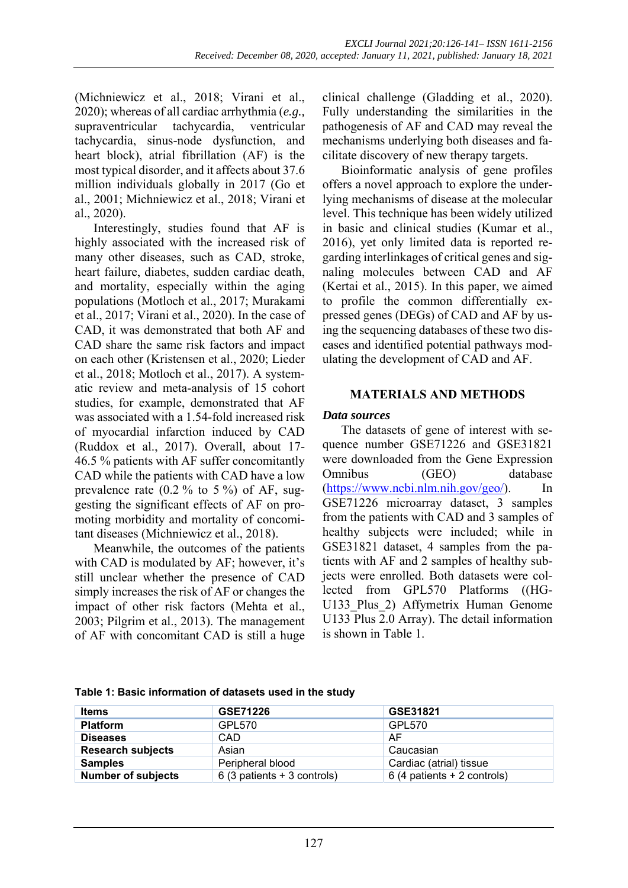(Michniewicz et al., 2018; Virani et al., 2020); whereas of all cardiac arrhythmia (*e.g.,* supraventricular tachycardia, ventricular tachycardia, sinus-node dysfunction, and heart block), atrial fibrillation (AF) is the most typical disorder, and it affects about 37.6 million individuals globally in 2017 (Go et al., 2001; Michniewicz et al., 2018; Virani et al., 2020).

Interestingly, studies found that AF is highly associated with the increased risk of many other diseases, such as CAD, stroke, heart failure, diabetes, sudden cardiac death, and mortality, especially within the aging populations (Motloch et al., 2017; Murakami et al., 2017; Virani et al., 2020). In the case of CAD, it was demonstrated that both AF and CAD share the same risk factors and impact on each other (Kristensen et al., 2020; Lieder et al., 2018; Motloch et al., 2017). A systematic review and meta-analysis of 15 cohort studies, for example, demonstrated that AF was associated with a 1.54-fold increased risk of myocardial infarction induced by CAD (Ruddox et al., 2017). Overall, about 17-46.5 % patients with AF suffer concomitantly CAD while the patients with CAD have a low prevalence rate (0.2 % to 5 %) of AF, suggesting the significant effects of AF on promoting morbidity and mortality of concomitant diseases (Michniewicz et al., 2018).

Meanwhile, the outcomes of the patients with CAD is modulated by AF; however, it's still unclear whether the presence of CAD simply increases the risk of AF or changes the impact of other risk factors (Mehta et al., 2003; Pilgrim et al., 2013). The management of AF with concomitant CAD is still a huge clinical challenge (Gladding et al., 2020). Fully understanding the similarities in the pathogenesis of AF and CAD may reveal the mechanisms underlying both diseases and facilitate discovery of new therapy targets.

Bioinformatic analysis of gene profiles offers a novel approach to explore the underlying mechanisms of disease at the molecular level. This technique has been widely utilized in basic and clinical studies (Kumar et al., 2016), yet only limited data is reported regarding interlinkages of critical genes and signaling molecules between CAD and AF (Kertai et al., 2015). In this paper, we aimed to profile the common differentially expressed genes (DEGs) of CAD and AF by using the sequencing databases of these two diseases and identified potential pathways modulating the development of CAD and AF.

## MATERIALS AND METHODS

### *Data sources*

The datasets of gene of interest with sequence number GSE71226 and GSE31821 were downloaded from the Gene Expression Omnibus (GEO) database (https://www.ncbi.nlm.nih.gov/geo/). In GSE71226 microarray dataset, 3 samples from the patients with CAD and 3 samples of healthy subjects were included; while in GSE31821 dataset, 4 samples from the patients with AF and 2 samples of healthy subjects were enrolled. Both datasets were collected from GPL570 Platforms ((HG-U133_Plus_2) Affymetrix Human Genome U133 Plus 2.0 Array). The detail information is shown in Table 1.

**Table 1: Basic information of datasets used in the study**

| Items | GSE71226 | GSE31821 |
|---|---|---|
| **Platform** | GPL570 | GPL570 |
| **Diseases** | CAD | AF |
| **Research subjects** | Asian | Caucasian |
| **Samples** | Peripheral blood | Cardiac (atrial) tissue |
| **Number of subjects** | 6 (3 patients + 3 controls) | 6 (4 patients + 2 controls) |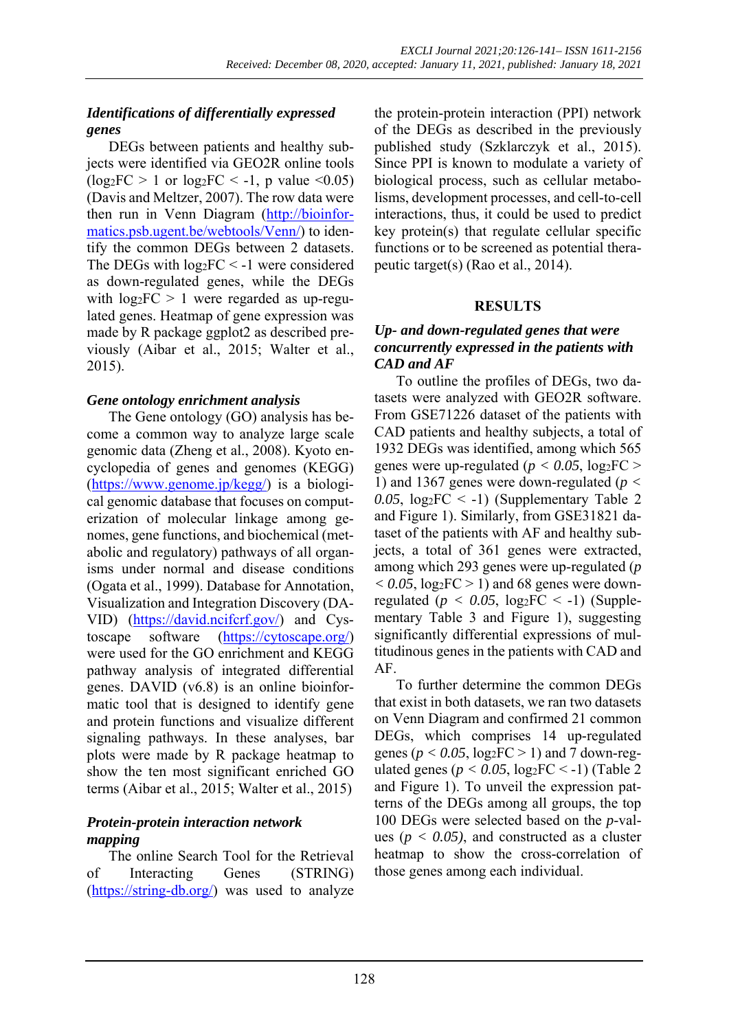### *Identifications of differentially expressed genes*

DEGs between patients and healthy subjects were identified via GEO2R online tools ($log_2FC > 1$ or $log_2FC < -1$, p value <0.05) (Davis and Meltzer, 2007). The row data were then run in Venn Diagram (http://bioinformatics.psb.ugent.be/webtools/Venn/) to identify the common DEGs between 2 datasets. The DEGs with $log_2FC < -1$ were considered as down-regulated genes, while the DEGs with $log_2FC > 1$ were regarded as up-regulated genes. Heatmap of gene expression was made by R package ggplot2 as described previously (Aibar et al., 2015; Walter et al., 2015).

### *Gene ontology enrichment analysis*

The Gene ontology (GO) analysis has become a common way to analyze large scale genomic data (Zheng et al., 2008). Kyoto encyclopedia of genes and genomes (KEGG) (https://www.genome.jp/kegg/) is a biological genomic database that focuses on computerization of molecular linkage among genomes, gene functions, and biochemical (metabolic and regulatory) pathways of all organisms under normal and disease conditions (Ogata et al., 1999). Database for Annotation, Visualization and Integration Discovery (DAVID) (https://david.ncifcrf.gov/) and Cystoscape software (https://cytoscape.org/) were used for the GO enrichment and KEGG pathway analysis of integrated differential genes. DAVID (v6.8) is an online bioinformatic tool that is designed to identify gene and protein functions and visualize different signaling pathways. In these analyses, bar plots were made by R package heatmap to show the ten most significant enriched GO terms (Aibar et al., 2015; Walter et al., 2015)

### *Protein-protein interaction network mapping*

The online Search Tool for the Retrieval of Interacting Genes (STRING) (https://string-db.org/) was used to analyze the protein-protein interaction (PPI) network of the DEGs as described in the previously published study (Szklarczyk et al., 2015). Since PPI is known to modulate a variety of biological process, such as cellular metabolisms, development processes, and cell-to-cell interactions, thus, it could be used to predict key protein(s) that regulate cellular specific functions or to be screened as potential therapeutic target(s) (Rao et al., 2014).

## RESULTS

### *Up- and down-regulated genes that were concurrently expressed in the patients with CAD and AF*

To outline the profiles of DEGs, two datasets were analyzed with GEO2R software. From GSE71226 dataset of the patients with CAD patients and healthy subjects, a total of 1932 DEGs was identified, among which 565 genes were up-regulated ($p < 0.05$, $log_2FC > 1$) and 1367 genes were down-regulated ($p < 0.05$, $log_2FC < -1$) (Supplementary Table 2 and Figure 1). Similarly, from GSE31821 dataset of the patients with AF and healthy subjects, a total of 361 genes were extracted, among which 293 genes were up-regulated ($p < 0.05$, $log_2FC > 1$) and 68 genes were down-regulated ($p < 0.05$, $log_2FC < -1$) (Supplementary Table 3 and Figure 1), suggesting significantly differential expressions of multitudinous genes in the patients with CAD and AF.

To further determine the common DEGs that exist in both datasets, we ran two datasets on Venn Diagram and confirmed 21 common DEGs, which comprises 14 up-regulated genes ($p < 0.05$, $log_2FC > 1$) and 7 down-regulated genes ($p < 0.05$, $log_2FC < -1$) (Table 2 and Figure 1). To unveil the expression patterns of the DEGs among all groups, the top 100 DEGs were selected based on the *p*-values ($p < 0.05$), and constructed as a cluster heatmap to show the cross-correlation of those genes among each individual.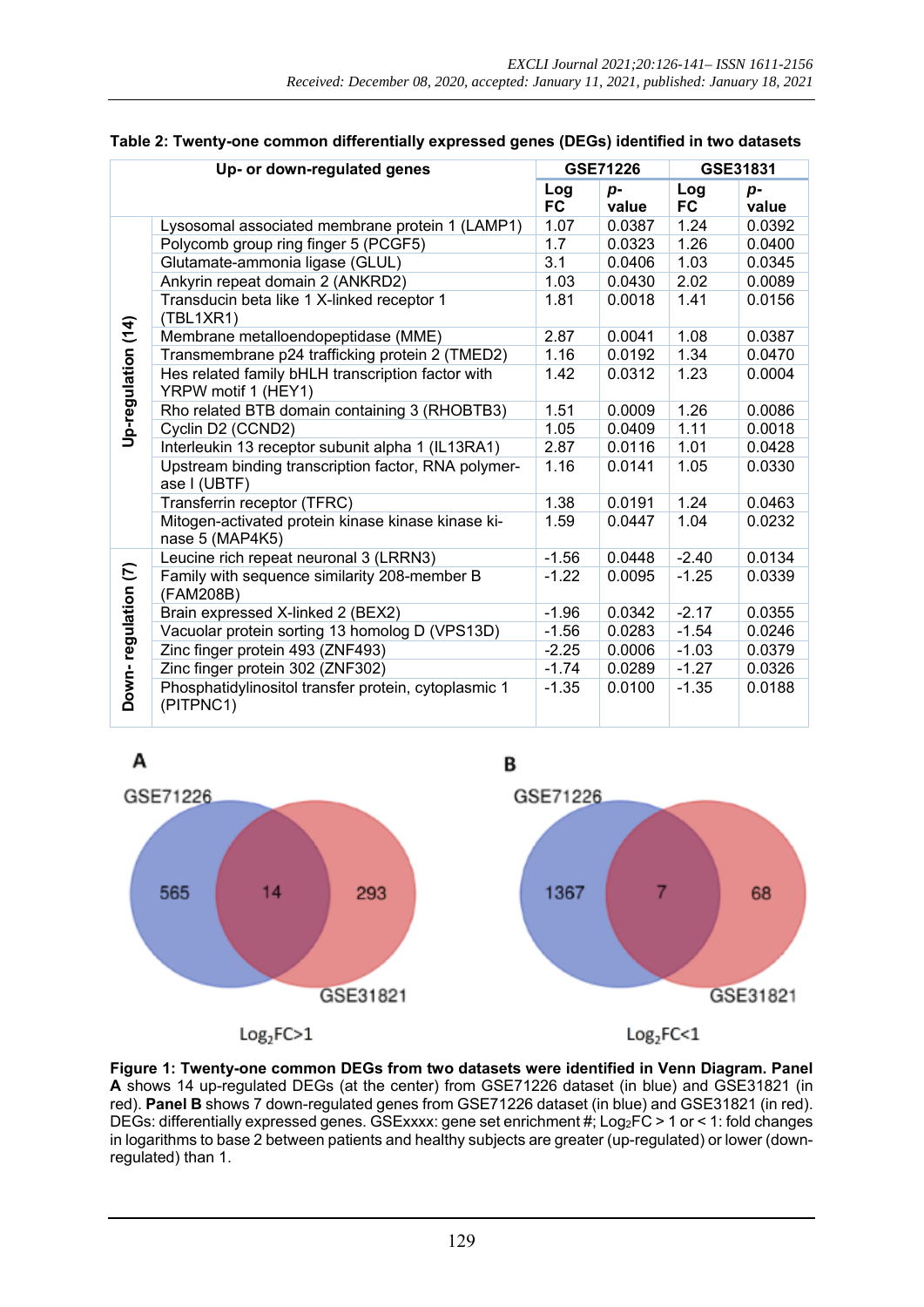**Table 2: Twenty-one common differentially expressed genes (DEGs) identified in two datasets**

| | Up- or down-regulated genes | GSE71226 | | GSE31831 | |
|---|---|---|---|---|---|
| | | Log FC | *p*-value | Log FC | *p*-value |
| Up-regulation (14) | Lysosomal associated membrane protein 1 (LAMP1) | 1.07 | 0.0387 | 1.24 | 0.0392 |
| | Polycomb group ring finger 5 (PCGF5) | 1.7 | 0.0323 | 1.26 | 0.0400 |
| | Glutamate-ammonia ligase (GLUL) | 3.1 | 0.0406 | 1.03 | 0.0345 |
| | Ankyrin repeat domain 2 (ANKRD2) | 1.03 | 0.0430 | 2.02 | 0.0089 |
| | Transducin beta like 1 X-linked receptor 1 (TBL1XR1) | 1.81 | 0.0018 | 1.41 | 0.0156 |
| | Membrane metalloendopeptidase (MME) | 2.87 | 0.0041 | 1.08 | 0.0387 |
| | Transmembrane p24 trafficking protein 2 (TMED2) | 1.16 | 0.0192 | 1.34 | 0.0470 |
| | Hes related family bHLH transcription factor with YRPW motif 1 (HEY1) | 1.42 | 0.0312 | 1.23 | 0.0004 |
| | Rho related BTB domain containing 3 (RHOBTB3) | 1.51 | 0.0009 | 1.26 | 0.0086 |
| | Cyclin D2 (CCND2) | 1.05 | 0.0409 | 1.11 | 0.0018 |
| | Interleukin 13 receptor subunit alpha 1 (IL13RA1) | 2.87 | 0.0116 | 1.01 | 0.0428 |
| | Upstream binding transcription factor, RNA polymerase I (UBTF) | 1.16 | 0.0141 | 1.05 | 0.0330 |
| | Transferrin receptor (TFRC) | 1.38 | 0.0191 | 1.24 | 0.0463 |
| | Mitogen-activated protein kinase kinase kinase kinase 5 (MAP4K5) | 1.59 | 0.0447 | 1.04 | 0.0232 |
| Down- regulation (7) | Leucine rich repeat neuronal 3 (LRRN3) | -1.56 | 0.0448 | -2.40 | 0.0134 |
| | Family with sequence similarity 208-member B (FAM208B) | -1.22 | 0.0095 | -1.25 | 0.0339 |
| | Brain expressed X-linked 2 (BEX2) | -1.96 | 0.0342 | -2.17 | 0.0355 |
| | Vacuolar protein sorting 13 homolog D (VPS13D) | -1.56 | 0.0283 | -1.54 | 0.0246 |
| | Zinc finger protein 493 (ZNF493) | -2.25 | 0.0006 | -1.03 | 0.0379 |
| | Zinc finger protein 302 (ZNF302) | -1.74 | 0.0289 | -1.27 | 0.0326 |
| | Phosphatidylinositol transfer protein, cytoplasmic 1 (PITPNC1) | -1.35 | 0.0100 | -1.35 | 0.0188 |

**Figure 1: Twenty-one common DEGs from two datasets were identified in Venn Diagram. Panel A** shows 14 up-regulated DEGs (at the center) from GSE71226 dataset (in blue) and GSE31821 (in red). **Panel B** shows 7 down-regulated genes from GSE71226 dataset (in blue) and GSE31821 (in red). DEGs: differentially expressed genes. GSExxxx: gene set enrichment #; $Log_2FC > 1$ or $< 1$: fold changes in logarithms to base 2 between patients and healthy subjects are greater (up-regulated) or lower (down-regulated) than 1.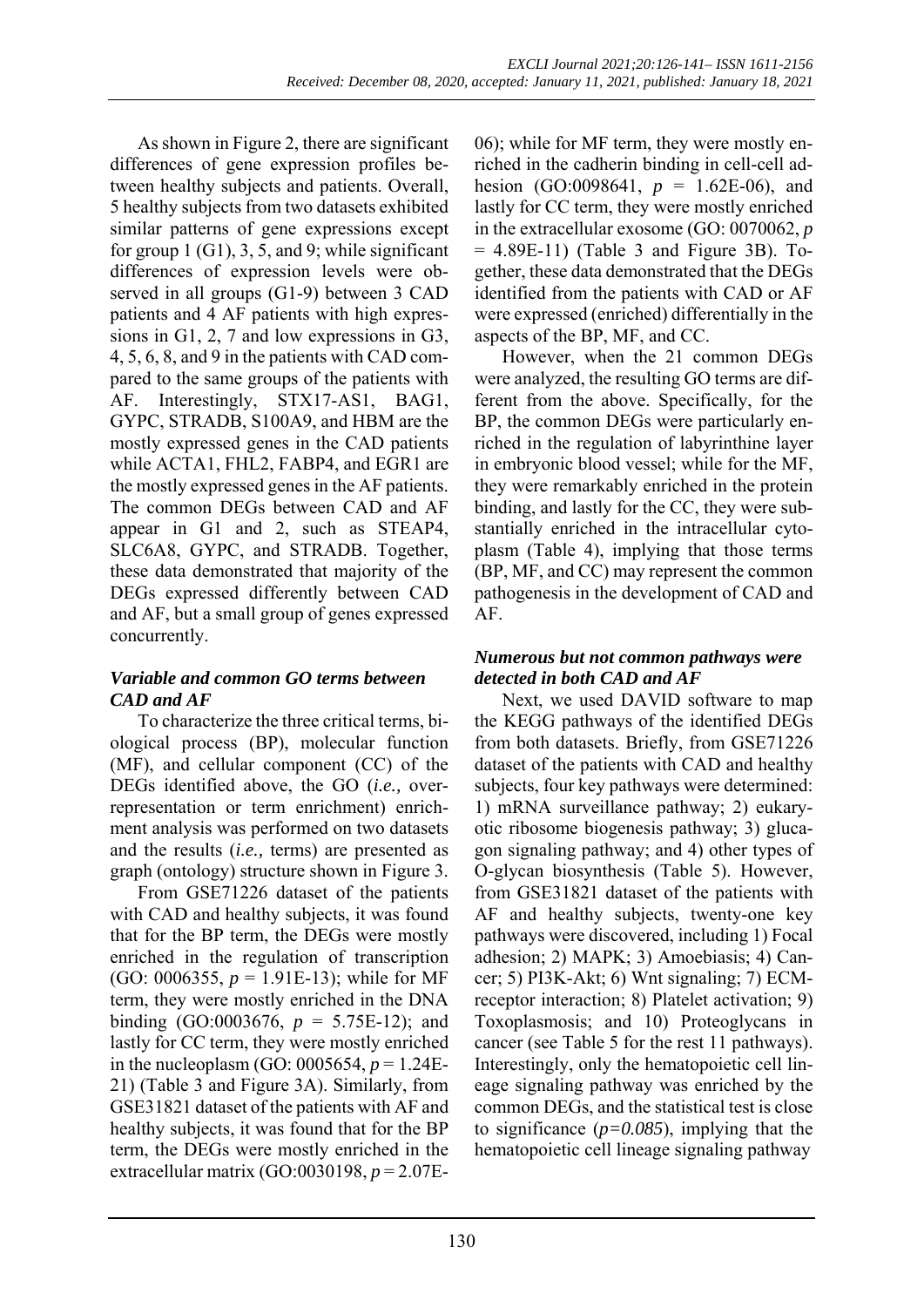As shown in Figure 2, there are significant differences of gene expression profiles between healthy subjects and patients. Overall, 5 healthy subjects from two datasets exhibited similar patterns of gene expressions except for group 1 (G1), 3, 5, and 9; while significant differences of expression levels were observed in all groups (G1-9) between 3 CAD patients and 4 AF patients with high expressions in G1, 2, 7 and low expressions in G3, 4, 5, 6, 8, and 9 in the patients with CAD compared to the same groups of the patients with AF. Interestingly, STX17-AS1, BAG1, GYPC, STRADB, S100A9, and HBM are the mostly expressed genes in the CAD patients while ACTA1, FHL2, FABP4, and EGR1 are the mostly expressed genes in the AF patients. The common DEGs between CAD and AF appear in G1 and 2, such as STEAP4, SLC6A8, GYPC, and STRADB. Together, these data demonstrated that majority of the DEGs expressed differently between CAD and AF, but a small group of genes expressed concurrently.

### *Variable and common GO terms between CAD and AF*

To characterize the three critical terms, biological process (BP), molecular function (MF), and cellular component (CC) of the DEGs identified above, the GO (*i.e.,* over-representation or term enrichment) enrichment analysis was performed on two datasets and the results (*i.e.,* terms) are presented as graph (ontology) structure shown in Figure 3.

From GSE71226 dataset of the patients with CAD and healthy subjects, it was found that for the BP term, the DEGs were mostly enriched in the regulation of transcription (GO: 0006355, $p$ = 1.91E-13); while for MF term, they were mostly enriched in the DNA binding (GO:0003676, $p$ = 5.75E-12); and lastly for CC term, they were mostly enriched in the nucleoplasm (GO: 0005654, $p$ = 1.24E-21) (Table 3 and Figure 3A). Similarly, from GSE31821 dataset of the patients with AF and healthy subjects, it was found that for the BP term, the DEGs were mostly enriched in the extracellular matrix (GO:0030198, $p$ = 2.07E-06); while for MF term, they were mostly enriched in the cadherin binding in cell-cell adhesion (GO:0098641, $p$ = 1.62E-06), and lastly for CC term, they were mostly enriched in the extracellular exosome (GO: 0070062, $p$ = 4.89E-11) (Table 3 and Figure 3B). Together, these data demonstrated that the DEGs identified from the patients with CAD or AF were expressed (enriched) differentially in the aspects of the BP, MF, and CC.

However, when the 21 common DEGs were analyzed, the resulting GO terms are different from the above. Specifically, for the BP, the common DEGs were particularly enriched in the regulation of labyrinthine layer in embryonic blood vessel; while for the MF, they were remarkably enriched in the protein binding, and lastly for the CC, they were substantially enriched in the intracellular cytoplasm (Table 4), implying that those terms (BP, MF, and CC) may represent the common pathogenesis in the development of CAD and AF.

### *Numerous but not common pathways were detected in both CAD and AF*

Next, we used DAVID software to map the KEGG pathways of the identified DEGs from both datasets. Briefly, from GSE71226 dataset of the patients with CAD and healthy subjects, four key pathways were determined: 1) mRNA surveillance pathway; 2) eukaryotic ribosome biogenesis pathway; 3) glucagon signaling pathway; and 4) other types of O-glycan biosynthesis (Table 5). However, from GSE31821 dataset of the patients with AF and healthy subjects, twenty-one key pathways were discovered, including 1) Focal adhesion; 2) MAPK; 3) Amoebiasis; 4) Cancer; 5) PI3K-Akt; 6) Wnt signaling; 7) ECM-receptor interaction; 8) Platelet activation; 9) Toxoplasmosis; and 10) Proteoglycans in cancer (see Table 5 for the rest 11 pathways). Interestingly, only the hematopoietic cell lineage signaling pathway was enriched by the common DEGs, and the statistical test is close to significance (*$p$=0.085*), implying that the hematopoietic cell lineage signaling pathway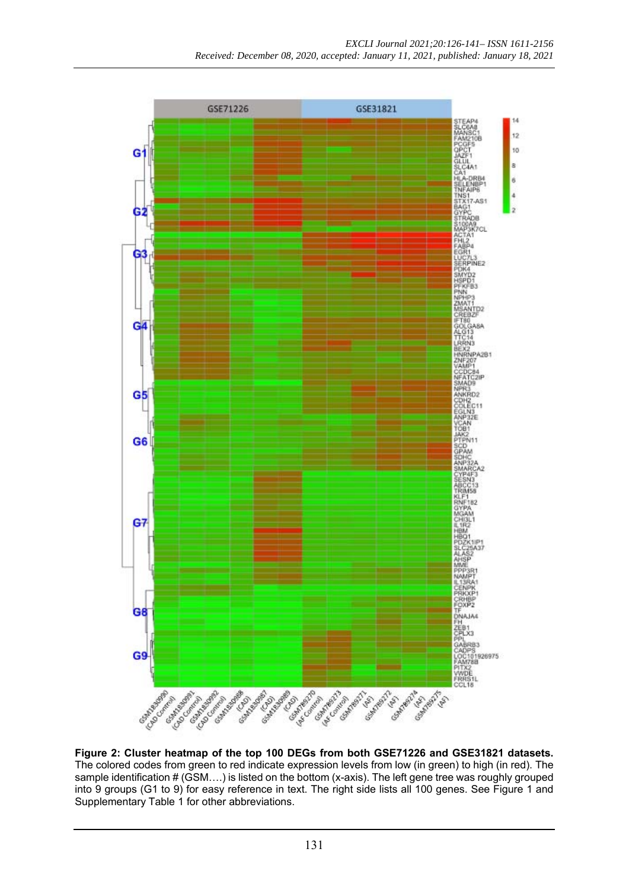**Figure 2: Cluster heatmap of the top 100 DEGs from both GSE71226 and GSE31821 datasets.** The colored codes from green to red indicate expression levels from low (in green) to high (in red). The sample identification # (GSM….) is listed on the bottom (x-axis). The left gene tree was roughly grouped into 9 groups (G1 to 9) for easy reference in text. The right side lists all 100 genes. See Figure 1 and Supplementary Table 1 for other abbreviations.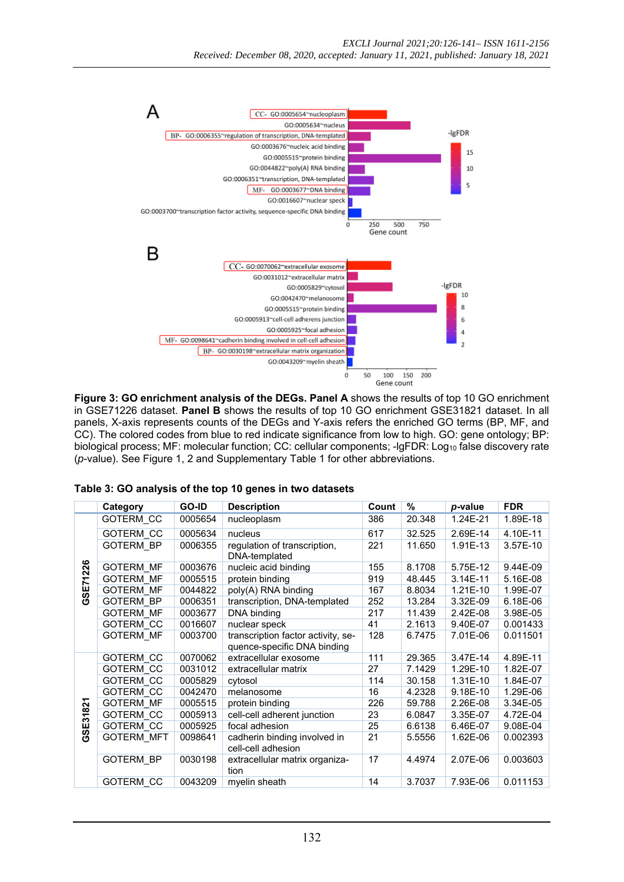**Figure 3: GO enrichment analysis of the DEGs. Panel A** shows the results of top 10 GO enrichment in GSE71226 dataset. **Panel B** shows the results of top 10 GO enrichment GSE31821 dataset. In all panels, X-axis represents counts of the DEGs and Y-axis refers the enriched GO terms (BP, MF, and CC). The colored codes from blue to red indicate significance from low to high. GO: gene ontology; BP: biological process; MF: molecular function; CC: cellular components; -lgFDR: $Log_{10}$ false discovery rate (*p*-value). See Figure 1, 2 and Supplementary Table 1 for other abbreviations.

**Table 3: GO analysis of the top 10 genes in two datasets**

| | Category | GO-ID | Description | Count | % | *p*-value | FDR |
|---|---|---|---|---|---|---|---|
| GSE71226 | GOTERM_CC | 0005654 | nucleoplasm | 386 | 20.348 | 1.24E-21 | 1.89E-18 |
| | GOTERM_CC | 0005634 | nucleus | 617 | 32.525 | 2.69E-14 | 4.10E-11 |
| | GOTERM_BP | 0006355 | regulation of transcription, DNA-templated | 221 | 11.650 | 1.91E-13 | 3.57E-10 |
| | GOTERM_MF | 0003676 | nucleic acid binding | 155 | 8.1708 | 5.75E-12 | 9.44E-09 |
| | GOTERM_MF | 0005515 | protein binding | 919 | 48.445 | 3.14E-11 | 5.16E-08 |
| | GOTERM_MF | 0044822 | poly(A) RNA binding | 167 | 8.8034 | 1.21E-10 | 1.99E-07 |
| | GOTERM_BP | 0006351 | transcription, DNA-templated | 252 | 13.284 | 3.32E-09 | 6.18E-06 |
| | GOTERM_MF | 0003677 | DNA binding | 217 | 11.439 | 2.42E-08 | 3.98E-05 |
| | GOTERM_CC | 0016607 | nuclear speck | 41 | 2.1613 | 9.40E-07 | 0.001433 |
| | GOTERM_MF | 0003700 | transcription factor activity, sequence-specific DNA binding | 128 | 6.7475 | 7.01E-06 | 0.011501 |
| GSE31821 | GOTERM_CC | 0070062 | extracellular exosome | 111 | 29.365 | 3.47E-14 | 4.89E-11 |
| | GOTERM_CC | 0031012 | extracellular matrix | 27 | 7.1429 | 1.29E-10 | 1.82E-07 |
| | GOTERM_CC | 0005829 | cytosol | 114 | 30.158 | 1.31E-10 | 1.84E-07 |
| | GOTERM_CC | 0042470 | melanosome | 16 | 4.2328 | 9.18E-10 | 1.29E-06 |
| | GOTERM_MF | 0005515 | protein binding | 226 | 59.788 | 2.26E-08 | 3.34E-05 |
| | GOTERM_CC | 0005913 | cell-cell adherent junction | 23 | 6.0847 | 3.35E-07 | 4.72E-04 |
| | GOTERM_CC | 0005925 | focal adhesion | 25 | 6.6138 | 6.46E-07 | 9.08E-04 |
| | GOTERM_MFT | 0098641 | cadherin binding involved in cell-cell adhesion | 21 | 5.5556 | 1.62E-06 | 0.002393 |
| | GOTERM_BP | 0030198 | extracellular matrix organization | 17 | 4.4974 | 2.07E-06 | 0.003603 |
| | GOTERM_CC | 0043209 | myelin sheath | 14 | 3.7037 | 7.93E-06 | 0.011153 |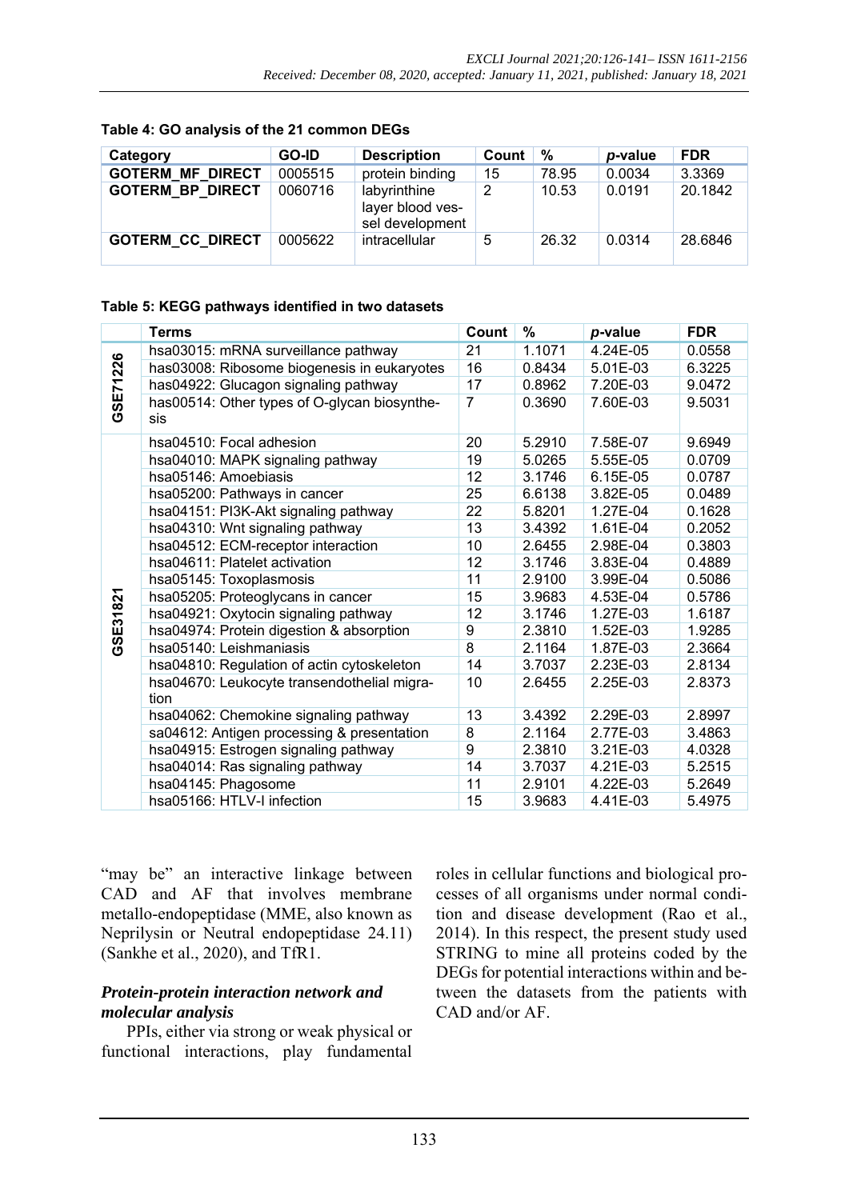**Table 4: GO analysis of the 21 common DEGs**

| Category | GO-ID | Description | Count | % | *p*-value | FDR |
|---|---|---|---|---|---|---|
| GOTERM_MF_DIRECT | 0005515 | protein binding | 15 | 78.95 | 0.0034 | 3.3369 |
| GOTERM_BP_DIRECT | 0060716 | labyrinthine layer blood vessel development | 2 | 10.53 | 0.0191 | 20.1842 |
| GOTERM_CC_DIRECT | 0005622 | intracellular | 5 | 26.32 | 0.0314 | 28.6846 |

**Table 5: KEGG pathways identified in two datasets**

| | Terms | Count | % | *p*-value | FDR |
|---|---|---|---|---|---|
| GSE71226 | hsa03015: mRNA surveillance pathway | 21 | 1.1071 | 4.24E-05 | 0.0558 |
| | has03008: Ribosome biogenesis in eukaryotes | 16 | 0.8434 | 5.01E-03 | 6.3225 |
| | has04922: Glucagon signaling pathway | 17 | 0.8962 | 7.20E-03 | 9.0472 |
| | has00514: Other types of O-glycan biosynthesis | 7 | 0.3690 | 7.60E-03 | 9.5031 |
| GSE31821 | hsa04510: Focal adhesion | 20 | 5.2910 | 7.58E-07 | 9.6949 |
| | hsa04010: MAPK signaling pathway | 19 | 5.0265 | 5.55E-05 | 0.0709 |
| | hsa05146: Amoebiasis | 12 | 3.1746 | 6.15E-05 | 0.0787 |
| | hsa05200: Pathways in cancer | 25 | 6.6138 | 3.82E-05 | 0.0489 |
| | hsa04151: PI3K-Akt signaling pathway | 22 | 5.8201 | 1.27E-04 | 0.1628 |
| | hsa04310: Wnt signaling pathway | 13 | 3.4392 | 1.61E-04 | 0.2052 |
| | hsa04512: ECM-receptor interaction | 10 | 2.6455 | 2.98E-04 | 0.3803 |
| | hsa04611: Platelet activation | 12 | 3.1746 | 3.83E-04 | 0.4889 |
| | hsa05145: Toxoplasmosis | 11 | 2.9100 | 3.99E-04 | 0.5086 |
| | hsa05205: Proteoglycans in cancer | 15 | 3.9683 | 4.53E-04 | 0.5786 |
| | hsa04921: Oxytocin signaling pathway | 12 | 3.1746 | 1.27E-03 | 1.6187 |
| | hsa04974: Protein digestion & absorption | 9 | 2.3810 | 1.52E-03 | 1.9285 |
| | hsa05140: Leishmaniasis | 8 | 2.1164 | 1.87E-03 | 2.3664 |
| | hsa04810: Regulation of actin cytoskeleton | 14 | 3.7037 | 2.23E-03 | 2.8134 |
| | hsa04670: Leukocyte transendothelial migration | 10 | 2.6455 | 2.25E-03 | 2.8373 |
| | hsa04062: Chemokine signaling pathway | 13 | 3.4392 | 2.29E-03 | 2.8997 |
| | sa04612: Antigen processing & presentation | 8 | 2.1164 | 2.77E-03 | 3.4863 |
| | hsa04915: Estrogen signaling pathway | 9 | 2.3810 | 3.21E-03 | 4.0328 |
| | hsa04014: Ras signaling pathway | 14 | 3.7037 | 4.21E-03 | 5.2515 |
| | hsa04145: Phagosome | 11 | 2.9101 | 4.22E-03 | 5.2649 |
| | hsa05166: HTLV-I infection | 15 | 3.9683 | 4.41E-03 | 5.4975 |

"may be" an interactive linkage between CAD and AF that involves membrane metallo-endopeptidase (MME, also known as Neprilysin or Neutral endopeptidase 24.11) (Sankhe et al., 2020), and TfR1.

### *Protein-protein interaction network and molecular analysis*

PPIs, either via strong or weak physical or functional interactions, play fundamental roles in cellular functions and biological processes of all organisms under normal condition and disease development (Rao et al., 2014). In this respect, the present study used STRING to mine all proteins coded by the DEGs for potential interactions within and between the datasets from the patients with CAD and/or AF.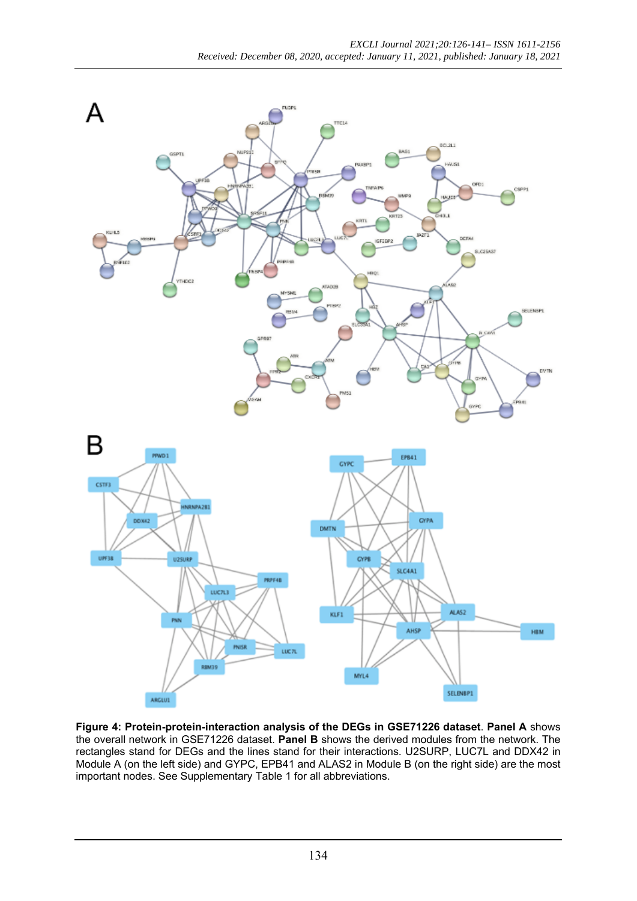**Figure 4: Protein-protein-interaction analysis of the DEGs in GSE71226 dataset**. **Panel A** shows the overall network in GSE71226 dataset. **Panel B** shows the derived modules from the network. The rectangles stand for DEGs and the lines stand for their interactions. U2SURP, LUC7L and DDX42 in Module A (on the left side) and GYPC, EPB41 and ALAS2 in Module B (on the right side) are the most important nodes. See Supplementary Table 1 for all abbreviations.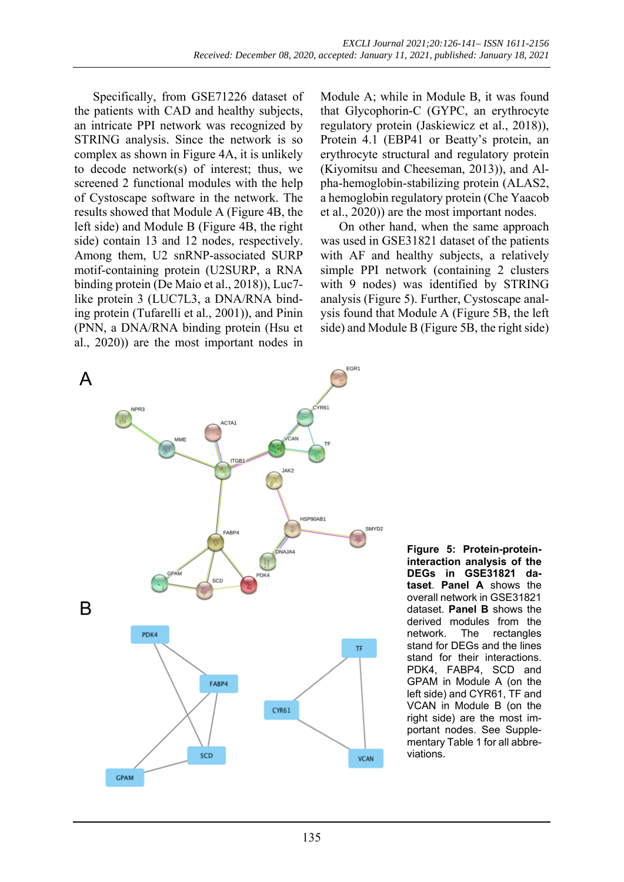Specifically, from GSE71226 dataset of the patients with CAD and healthy subjects, an intricate PPI network was recognized by STRING analysis. Since the network is so complex as shown in Figure 4A, it is unlikely to decode network(s) of interest; thus, we screened 2 functional modules with the help of Cystoscape software in the network. The results showed that Module A (Figure 4B, the left side) and Module B (Figure 4B, the right side) contain 13 and 12 nodes, respectively. Among them, U2 snRNP-associated SURP motif-containing protein (U2SURP, a RNA binding protein (De Maio et al., 2018)), Luc7-like protein 3 (LUC7L3, a DNA/RNA binding protein (Tufarelli et al., 2001)), and Pinin (PNN, a DNA/RNA binding protein (Hsu et al., 2020)) are the most important nodes in Module A; while in Module B, it was found that Glycophorin-C (GYPC, an erythrocyte regulatory protein (Jaskiewicz et al., 2018)), Protein 4.1 (EBP41 or Beatty's protein, an erythrocyte structural and regulatory protein (Kiyomitsu and Cheeseman, 2013)), and Alpha-hemoglobin-stabilizing protein (ALAS2, a hemoglobin regulatory protein (Che Yaacob et al., 2020)) are the most important nodes.

On other hand, when the same approach was used in GSE31821 dataset of the patients with AF and healthy subjects, a relatively simple PPI network (containing 2 clusters with 9 nodes) was identified by STRING analysis (Figure 5). Further, Cystoscape analysis found that Module A (Figure 5B, the left side) and Module B (Figure 5B, the right side)

**Figure 5: Protein-protein-interaction analysis of the DEGs in GSE31821 dataset**. **Panel A** shows the overall network in GSE31821 dataset. **Panel B** shows the derived modules from the network. The rectangles stand for DEGs and the lines stand for their interactions. PDK4, FABP4, SCD and GPAM in Module A (on the left side) and CYR61, TF and VCAN in Module B (on the right side) are the most important nodes. See Supplementary Table 1 for all abbreviations.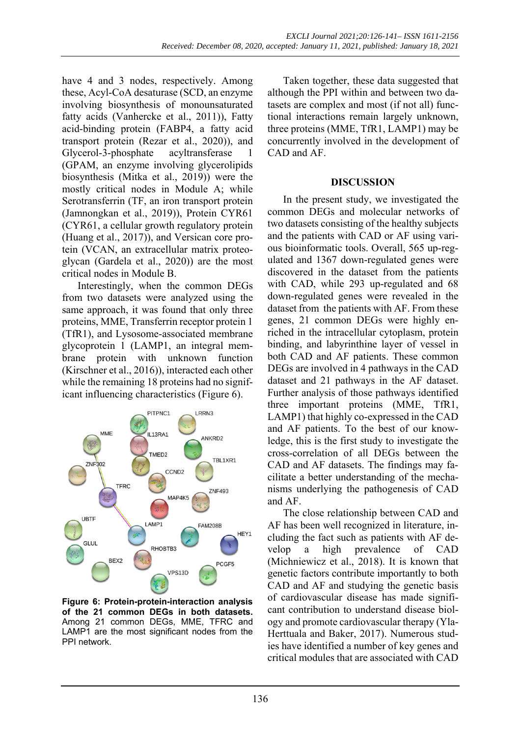have 4 and 3 nodes, respectively. Among these, Acyl-CoA desaturase (SCD, an enzyme involving biosynthesis of monounsaturated fatty acids (Vanhercke et al., 2011)), Fatty acid-binding protein (FABP4, a fatty acid transport protein (Rezar et al., 2020)), and Glycerol-3-phosphate acyltransferase 1 (GPAM, an enzyme involving glycerolipids biosynthesis (Mitka et al., 2019)) were the mostly critical nodes in Module A; while Serotransferrin (TF, an iron transport protein (Jamnongkan et al., 2019)), Protein CYR61 (CYR61, a cellular growth regulatory protein (Huang et al., 2017)), and Versican core protein (VCAN, an extracellular matrix proteoglycan (Gardela et al., 2020)) are the most critical nodes in Module B.

Interestingly, when the common DEGs from two datasets were analyzed using the same approach, it was found that only three proteins, MME, Transferrin receptor protein 1 (TfR1), and Lysosome-associated membrane glycoprotein 1 (LAMP1, an integral membrane protein with unknown function (Kirschner et al., 2016)), interacted each other while the remaining 18 proteins had no significant influencing characteristics (Figure 6).

**Figure 6: Protein-protein-interaction analysis of the 21 common DEGs in both datasets.** Among 21 common DEGs, MME, TFRC and LAMP1 are the most significant nodes from the PPI network.

Taken together, these data suggested that although the PPI within and between two datasets are complex and most (if not all) functional interactions remain largely unknown, three proteins (MME, TfR1, LAMP1) may be concurrently involved in the development of CAD and AF.

## DISCUSSION

In the present study, we investigated the common DEGs and molecular networks of two datasets consisting of the healthy subjects and the patients with CAD or AF using various bioinformatic tools. Overall, 565 up-regulated and 1367 down-regulated genes were discovered in the dataset from the patients with CAD, while 293 up-regulated and 68 down-regulated genes were revealed in the dataset from the patients with AF. From these genes, 21 common DEGs were highly enriched in the intracellular cytoplasm, protein binding, and labyrinthine layer of vessel in both CAD and AF patients. These common DEGs are involved in 4 pathways in the CAD dataset and 21 pathways in the AF dataset. Further analysis of those pathways identified three important proteins (MME, TfR1, LAMP1) that highly co-expressed in the CAD and AF patients. To the best of our knowledge, this is the first study to investigate the cross-correlation of all DEGs between the CAD and AF datasets. The findings may facilitate a better understanding of the mechanisms underlying the pathogenesis of CAD and AF.

The close relationship between CAD and AF has been well recognized in literature, including the fact such as patients with AF develop a high prevalence of CAD (Michniewicz et al., 2018). It is known that genetic factors contribute importantly to both CAD and AF and studying the genetic basis of cardiovascular disease has made significant contribution to understand disease biology and promote cardiovascular therapy (Yla-Herttuala and Baker, 2017). Numerous studies have identified a number of key genes and critical modules that are associated with CAD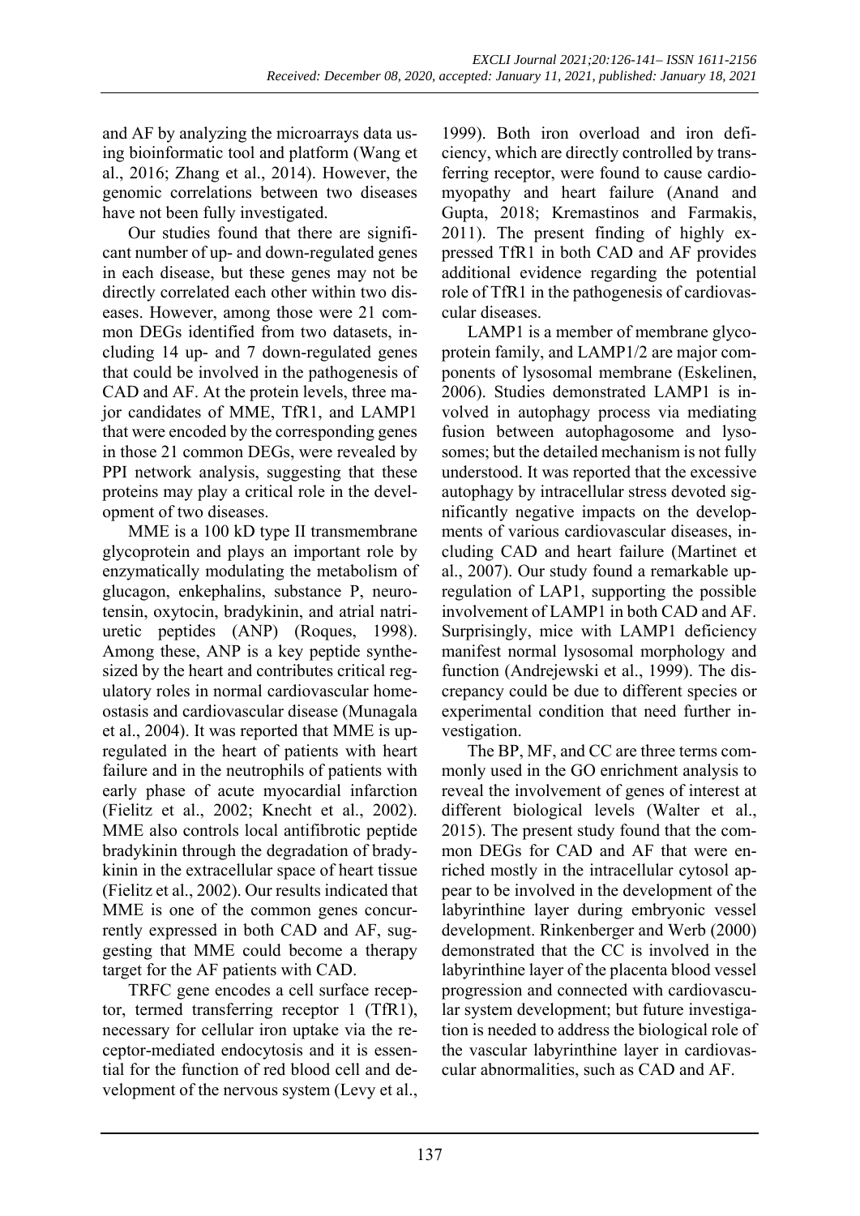and AF by analyzing the microarrays data using bioinformatic tool and platform (Wang et al., 2016; Zhang et al., 2014). However, the genomic correlations between two diseases have not been fully investigated.

Our studies found that there are significant number of up- and down-regulated genes in each disease, but these genes may not be directly correlated each other within two diseases. However, among those were 21 common DEGs identified from two datasets, including 14 up- and 7 down-regulated genes that could be involved in the pathogenesis of CAD and AF. At the protein levels, three major candidates of MME, TfR1, and LAMP1 that were encoded by the corresponding genes in those 21 common DEGs, were revealed by PPI network analysis, suggesting that these proteins may play a critical role in the development of two diseases.

MME is a 100 kD type II transmembrane glycoprotein and plays an important role by enzymatically modulating the metabolism of glucagon, enkephalins, substance P, neurotensin, oxytocin, bradykinin, and atrial natriuretic peptides (ANP) (Roques, 1998). Among these, ANP is a key peptide synthesized by the heart and contributes critical regulatory roles in normal cardiovascular homeostasis and cardiovascular disease (Munagala et al., 2004). It was reported that MME is upregulated in the heart of patients with heart failure and in the neutrophils of patients with early phase of acute myocardial infarction (Fielitz et al., 2002; Knecht et al., 2002). MME also controls local antifibrotic peptide bradykinin through the degradation of bradykinin in the extracellular space of heart tissue (Fielitz et al., 2002). Our results indicated that MME is one of the common genes concurrently expressed in both CAD and AF, suggesting that MME could become a therapy target for the AF patients with CAD.

TRFC gene encodes a cell surface receptor, termed transferring receptor 1 (TfR1), necessary for cellular iron uptake via the receptor-mediated endocytosis and it is essential for the function of red blood cell and development of the nervous system (Levy et al., 1999). Both iron overload and iron deficiency, which are directly controlled by transferring receptor, were found to cause cardiomyopathy and heart failure (Anand and Gupta, 2018; Kremastinos and Farmakis, 2011). The present finding of highly expressed TfR1 in both CAD and AF provides additional evidence regarding the potential role of TfR1 in the pathogenesis of cardiovascular diseases.

LAMP1 is a member of membrane glycoprotein family, and LAMP1/2 are major components of lysosomal membrane (Eskelinen, 2006). Studies demonstrated LAMP1 is involved in autophagy process via mediating fusion between autophagosome and lysosomes; but the detailed mechanism is not fully understood. It was reported that the excessive autophagy by intracellular stress devoted significantly negative impacts on the developments of various cardiovascular diseases, including CAD and heart failure (Martinet et al., 2007). Our study found a remarkable upregulation of LAP1, supporting the possible involvement of LAMP1 in both CAD and AF. Surprisingly, mice with LAMP1 deficiency manifest normal lysosomal morphology and function (Andrejewski et al., 1999). The discrepancy could be due to different species or experimental condition that need further investigation.

The BP, MF, and CC are three terms commonly used in the GO enrichment analysis to reveal the involvement of genes of interest at different biological levels (Walter et al., 2015). The present study found that the common DEGs for CAD and AF that were enriched mostly in the intracellular cytosol appear to be involved in the development of the labyrinthine layer during embryonic vessel development. Rinkenberger and Werb (2000) demonstrated that the CC is involved in the labyrinthine layer of the placenta blood vessel progression and connected with cardiovascular system development; but future investigation is needed to address the biological role of the vascular labyrinthine layer in cardiovascular abnormalities, such as CAD and AF.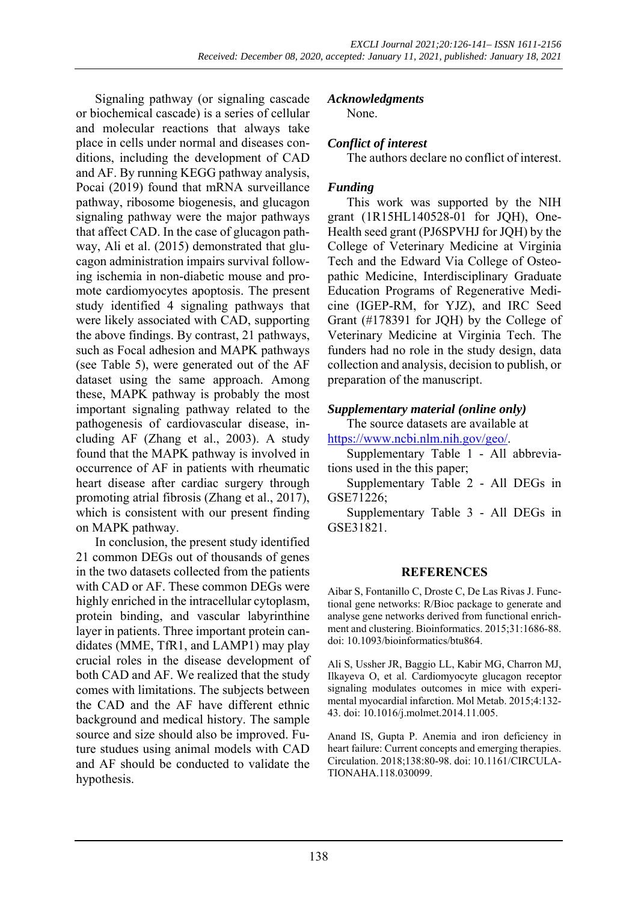Signaling pathway (or signaling cascade or biochemical cascade) is a series of cellular and molecular reactions that always take place in cells under normal and diseases conditions, including the development of CAD and AF. By running KEGG pathway analysis, Pocai (2019) found that mRNA surveillance pathway, ribosome biogenesis, and glucagon signaling pathway were the major pathways that affect CAD. In the case of glucagon pathway, Ali et al. (2015) demonstrated that glucagon administration impairs survival following ischemia in non-diabetic mouse and promote cardiomyocytes apoptosis. The present study identified 4 signaling pathways that were likely associated with CAD, supporting the above findings. By contrast, 21 pathways, such as Focal adhesion and MAPK pathways (see Table 5), were generated out of the AF dataset using the same approach. Among these, MAPK pathway is probably the most important signaling pathway related to the pathogenesis of cardiovascular disease, including AF (Zhang et al., 2003). A study found that the MAPK pathway is involved in occurrence of AF in patients with rheumatic heart disease after cardiac surgery through promoting atrial fibrosis (Zhang et al., 2017), which is consistent with our present finding on MAPK pathway.

In conclusion, the present study identified 21 common DEGs out of thousands of genes in the two datasets collected from the patients with CAD or AF. These common DEGs were highly enriched in the intracellular cytoplasm, protein binding, and vascular labyrinthine layer in patients. Three important protein candidates (MME, TfR1, and LAMP1) may play crucial roles in the disease development of both CAD and AF. We realized that the study comes with limitations. The subjects between the CAD and the AF have different ethnic background and medical history. The sample source and size should also be improved. Future studues using animal models with CAD and AF should be conducted to validate the hypothesis.

### *Acknowledgments*

None.

### *Conflict of interest*

The authors declare no conflict of interest.

### *Funding*

This work was supported by the NIH grant (1R15HL140528-01 for JQH), One-Health seed grant (PJ6SPVHJ for JQH) by the College of Veterinary Medicine at Virginia Tech and the Edward Via College of Osteopathic Medicine, Interdisciplinary Graduate Education Programs of Regenerative Medicine (IGEP-RM, for YJZ), and IRC Seed Grant (#178391 for JQH) by the College of Veterinary Medicine at Virginia Tech. The funders had no role in the study design, data collection and analysis, decision to publish, or preparation of the manuscript.

### *Supplementary material (online only)*

The source datasets are available at https://www.ncbi.nlm.nih.gov/geo/.

Supplementary Table 1 - All abbreviations used in the this paper;

Supplementary Table 2 - All DEGs in GSE71226;

Supplementary Table 3 - All DEGs in GSE31821.

## REFERENCES

Aibar S, Fontanillo C, Droste C, De Las Rivas J. Functional gene networks: R/Bioc package to generate and analyse gene networks derived from functional enrichment and clustering. Bioinformatics. 2015;31:1686-88. doi: 10.1093/bioinformatics/btu864.

Ali S, Ussher JR, Baggio LL, Kabir MG, Charron MJ, Ilkayeva O, et al. Cardiomyocyte glucagon receptor signaling modulates outcomes in mice with experimental myocardial infarction. Mol Metab. 2015;4:132-43. doi: 10.1016/j.molmet.2014.11.005.

Anand IS, Gupta P. Anemia and iron deficiency in heart failure: Current concepts and emerging therapies. Circulation. 2018;138:80-98. doi: 10.1161/CIRCULATIONAHA.118.030099.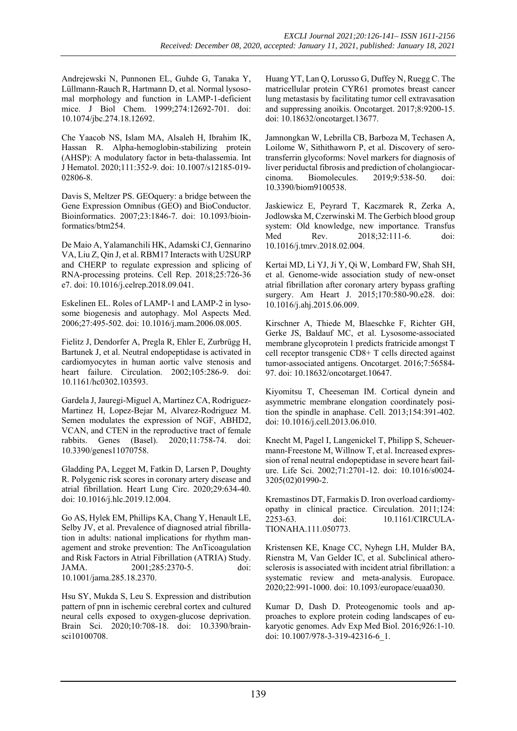Andrejewski N, Punnonen EL, Guhde G, Tanaka Y, Lüllmann-Rauch R, Hartmann D, et al. Normal lysosomal morphology and function in LAMP-1-deficient mice. J Biol Chem. 1999;274:12692-701. doi: 10.1074/jbc.274.18.12692.

Che Yaacob NS, Islam MA, Alsaleh H, Ibrahim IK, Hassan R. Alpha-hemoglobin-stabilizing protein (AHSP): A modulatory factor in beta-thalassemia. Int J Hematol. 2020;111:352-9. doi: 10.1007/s12185-019-02806-8.

Davis S, Meltzer PS. GEOquery: a bridge between the Gene Expression Omnibus (GEO) and BioConductor. Bioinformatics. 2007;23:1846-7. doi: 10.1093/bioinformatics/btm254.

De Maio A, Yalamanchili HK, Adamski CJ, Gennarino VA, Liu Z, Qin J, et al. RBM17 Interacts with U2SURP and CHERP to regulate expression and splicing of RNA-processing proteins. Cell Rep. 2018;25:726-36 e7. doi: 10.1016/j.celrep.2018.09.041.

Eskelinen EL. Roles of LAMP-1 and LAMP-2 in lysosome biogenesis and autophagy. Mol Aspects Med. 2006;27:495-502. doi: 10.1016/j.mam.2006.08.005.

Fielitz J, Dendorfer A, Pregla R, Ehler E, Zurbrügg H, Bartunek J, et al. Neutral endopeptidase is activated in cardiomyocytes in human aortic valve stenosis and heart failure. Circulation. 2002;105:286-9. doi: 10.1161/hc0302.103593.

Gardela J, Jauregi-Miguel A, Martinez CA, Rodriguez-Martinez H, Lopez-Bejar M, Alvarez-Rodriguez M. Semen modulates the expression of NGF, ABHD2, VCAN, and CTEN in the reproductive tract of female rabbits. Genes (Basel). 2020;11:758-74. doi: 10.3390/genes11070758.

Gladding PA, Legget M, Fatkin D, Larsen P, Doughty R. Polygenic risk scores in coronary artery disease and atrial fibrillation. Heart Lung Circ. 2020;29:634-40. doi: 10.1016/j.hlc.2019.12.004.

Go AS, Hylek EM, Phillips KA, Chang Y, Henault LE, Selby JV, et al. Prevalence of diagnosed atrial fibrillation in adults: national implications for rhythm management and stroke prevention: The AnTicoagulation and Risk Factors in Atrial Fibrillation (ATRIA) Study. JAMA. 2001;285:2370-5. doi: 10.1001/jama.285.18.2370.

Hsu SY, Mukda S, Leu S. Expression and distribution pattern of pnn in ischemic cerebral cortex and cultured neural cells exposed to oxygen-glucose deprivation. Brain Sci. 2020;10:708-18. doi: 10.3390/brainsci10100708.

Huang YT, Lan Q, Lorusso G, Duffey N, Ruegg C. The matricellular protein CYR61 promotes breast cancer lung metastasis by facilitating tumor cell extravasation and suppressing anoikis. Oncotarget. 2017;8:9200-15. doi: 10.18632/oncotarget.13677.

Jamnongkan W, Lebrilla CB, Barboza M, Techasen A, Loilome W, Sithithaworn P, et al. Discovery of serotransferrin glycoforms: Novel markers for diagnosis of liver periductal fibrosis and prediction of cholangiocarcinoma. Biomolecules. 2019;9:538-50. doi: 10.3390/biom9100538.

Jaskiewicz E, Peyrard T, Kaczmarek R, Zerka A, Jodlowska M, Czerwinski M. The Gerbich blood group system: Old knowledge, new importance. Transfus Med Rev. 2018;32:111-6. doi: 10.1016/j.tmrv.2018.02.004.

Kertai MD, Li YJ, Ji Y, Qi W, Lombard FW, Shah SH, et al. Genome-wide association study of new-onset atrial fibrillation after coronary artery bypass grafting surgery. Am Heart J. 2015;170:580-90.e28. doi: 10.1016/j.ahj.2015.06.009.

Kirschner A, Thiede M, Blaeschke F, Richter GH, Gerke JS, Baldauf MC, et al. Lysosome-associated membrane glycoprotein 1 predicts fratricide amongst T cell receptor transgenic CD8+ T cells directed against tumor-associated antigens. Oncotarget. 2016;7:56584-97. doi: 10.18632/oncotarget.10647.

Kiyomitsu T, Cheeseman IM. Cortical dynein and asymmetric membrane elongation coordinately position the spindle in anaphase. Cell. 2013;154:391-402. doi: 10.1016/j.cell.2013.06.010.

Knecht M, Pagel I, Langenickel T, Philipp S, Scheuermann-Freestone M, Willnow T, et al. Increased expression of renal neutral endopeptidase in severe heart failure. Life Sci. 2002;71:2701-12. doi: 10.1016/s0024-3205(02)01990-2.

Kremastinos DT, Farmakis D. Iron overload cardiomyopathy in clinical practice. Circulation. 2011;124: 2253-63. doi: 10.1161/CIRCULATIONAHA.111.050773.

Kristensen KE, Knage CC, Nyhegn LH, Mulder BA, Rienstra M, Van Gelder IC, et al. Subclinical atherosclerosis is associated with incident atrial fibrillation: a systematic review and meta-analysis. Europace. 2020;22:991-1000. doi: 10.1093/europace/euaa030.

Kumar D, Dash D. Proteogenomic tools and approaches to explore protein coding landscapes of eukaryotic genomes. Adv Exp Med Biol. 2016;926:1-10. doi: 10.1007/978-3-319-42316-6_1.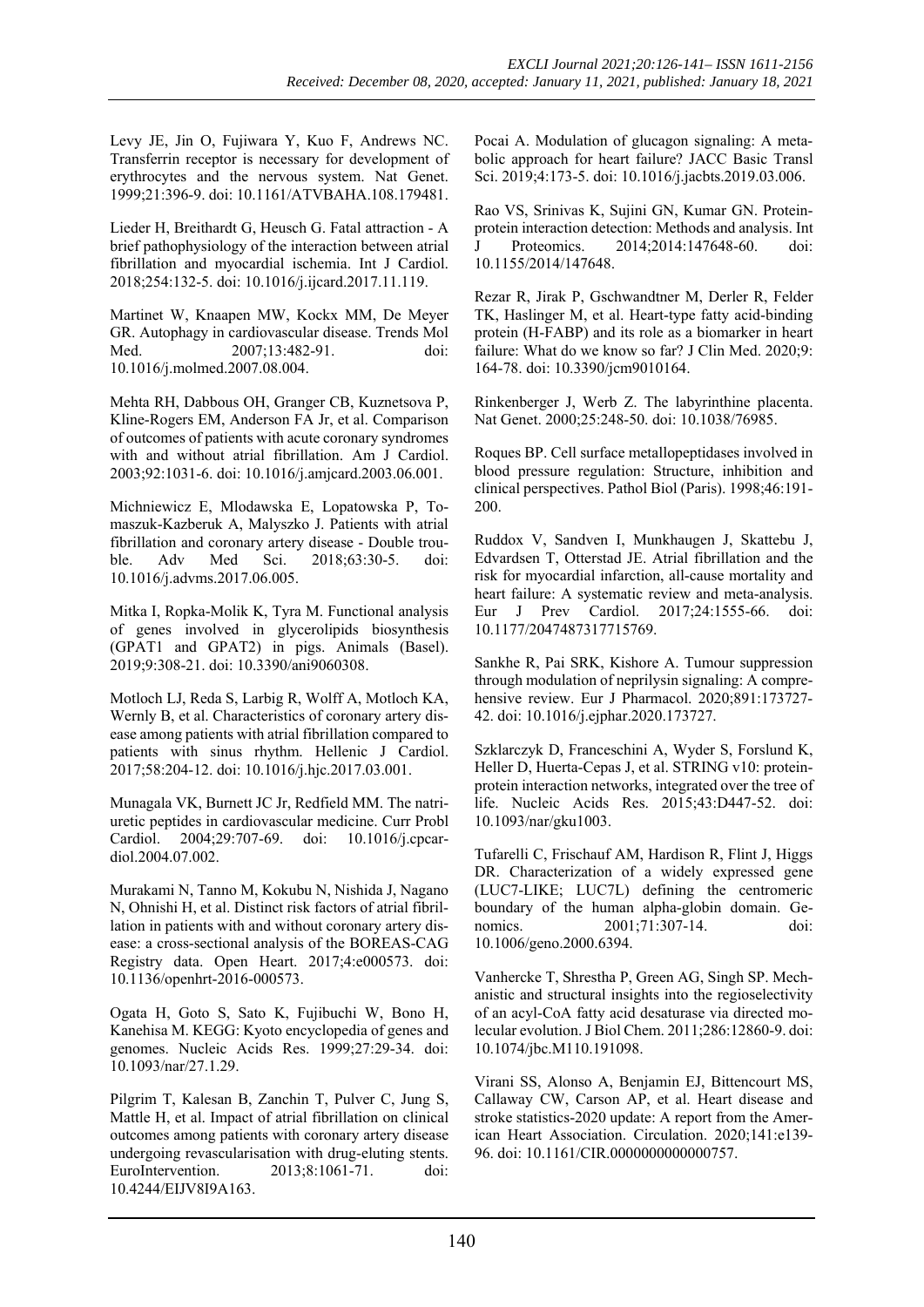Levy JE, Jin O, Fujiwara Y, Kuo F, Andrews NC. Transferrin receptor is necessary for development of erythrocytes and the nervous system. Nat Genet. 1999;21:396-9. doi: 10.1161/ATVBAHA.108.179481.

Lieder H, Breithardt G, Heusch G. Fatal attraction - A brief pathophysiology of the interaction between atrial fibrillation and myocardial ischemia. Int J Cardiol. 2018;254:132-5. doi: 10.1016/j.ijcard.2017.11.119.

Martinet W, Knaapen MW, Kockx MM, De Meyer GR. Autophagy in cardiovascular disease. Trends Mol Med. 2007;13:482-91. doi: 10.1016/j.molmed.2007.08.004.

Mehta RH, Dabbous OH, Granger CB, Kuznetsova P, Kline-Rogers EM, Anderson FA Jr, et al. Comparison of outcomes of patients with acute coronary syndromes with and without atrial fibrillation. Am J Cardiol. 2003;92:1031-6. doi: 10.1016/j.amjcard.2003.06.001.

Michniewicz E, Mlodawska E, Lopatowska P, Tomaszuk-Kazberuk A, Malyszko J. Patients with atrial fibrillation and coronary artery disease - Double trouble. Adv Med Sci. 2018;63:30-5. doi: 10.1016/j.advms.2017.06.005.

Mitka I, Ropka-Molik K, Tyra M. Functional analysis of genes involved in glycerolipids biosynthesis (GPAT1 and GPAT2) in pigs. Animals (Basel). 2019;9:308-21. doi: 10.3390/ani9060308.

Motloch LJ, Reda S, Larbig R, Wolff A, Motloch KA, Wernly B, et al. Characteristics of coronary artery disease among patients with atrial fibrillation compared to patients with sinus rhythm. Hellenic J Cardiol. 2017;58:204-12. doi: 10.1016/j.hjc.2017.03.001.

Munagala VK, Burnett JC Jr, Redfield MM. The natriuretic peptides in cardiovascular medicine. Curr Probl Cardiol. 2004;29:707-69. doi: 10.1016/j.cpcardiol.2004.07.002.

Murakami N, Tanno M, Kokubu N, Nishida J, Nagano N, Ohnishi H, et al. Distinct risk factors of atrial fibrillation in patients with and without coronary artery disease: a cross-sectional analysis of the BOREAS-CAG Registry data. Open Heart. 2017;4:e000573. doi: 10.1136/openhrt-2016-000573.

Ogata H, Goto S, Sato K, Fujibuchi W, Bono H, Kanehisa M. KEGG: Kyoto encyclopedia of genes and genomes. Nucleic Acids Res. 1999;27:29-34. doi: 10.1093/nar/27.1.29.

Pilgrim T, Kalesan B, Zanchin T, Pulver C, Jung S, Mattle H, et al. Impact of atrial fibrillation on clinical outcomes among patients with coronary artery disease undergoing revascularisation with drug-eluting stents. EuroIntervention. 2013;8:1061-71. doi: 10.4244/EIJV8I9A163.

Pocai A. Modulation of glucagon signaling: A metabolic approach for heart failure? JACC Basic Transl Sci. 2019;4:173-5. doi: 10.1016/j.jacbts.2019.03.006.

Rao VS, Srinivas K, Sujini GN, Kumar GN. Protein-protein interaction detection: Methods and analysis. Int J Proteomics. 2014;2014:147648-60. doi: 10.1155/2014/147648.

Rezar R, Jirak P, Gschwandtner M, Derler R, Felder TK, Haslinger M, et al. Heart-type fatty acid-binding protein (H-FABP) and its role as a biomarker in heart failure: What do we know so far? J Clin Med. 2020;9:164-78. doi: 10.3390/jcm9010164.

Rinkenberger J, Werb Z. The labyrinthine placenta. Nat Genet. 2000;25:248-50. doi: 10.1038/76985.

Roques BP. Cell surface metallopeptidases involved in blood pressure regulation: Structure, inhibition and clinical perspectives. Pathol Biol (Paris). 1998;46:191-200.

Ruddox V, Sandven I, Munkhaugen J, Skattebu J, Edvardsen T, Otterstad JE. Atrial fibrillation and the risk for myocardial infarction, all-cause mortality and heart failure: A systematic review and meta-analysis. Eur J Prev Cardiol. 2017;24:1555-66. doi: 10.1177/2047487317715769.

Sankhe R, Pai SRK, Kishore A. Tumour suppression through modulation of neprilysin signaling: A comprehensive review. Eur J Pharmacol. 2020;891:173727-42. doi: 10.1016/j.ejphar.2020.173727.

Szklarczyk D, Franceschini A, Wyder S, Forslund K, Heller D, Huerta-Cepas J, et al. STRING v10: protein-protein interaction networks, integrated over the tree of life. Nucleic Acids Res. 2015;43:D447-52. doi: 10.1093/nar/gku1003.

Tufarelli C, Frischauf AM, Hardison R, Flint J, Higgs DR. Characterization of a widely expressed gene (LUC7-LIKE; LUC7L) defining the centromeric boundary of the human alpha-globin domain. Genomics. 2001;71:307-14. doi: 10.1006/geno.2000.6394.

Vanhercke T, Shrestha P, Green AG, Singh SP. Mechanistic and structural insights into the regioselectivity of an acyl-CoA fatty acid desaturase via directed molecular evolution. J Biol Chem. 2011;286:12860-9. doi: 10.1074/jbc.M110.191098.

Virani SS, Alonso A, Benjamin EJ, Bittencourt MS, Callaway CW, Carson AP, et al. Heart disease and stroke statistics-2020 update: A report from the American Heart Association. Circulation. 2020;141:e139-96. doi: 10.1161/CIR.0000000000000757.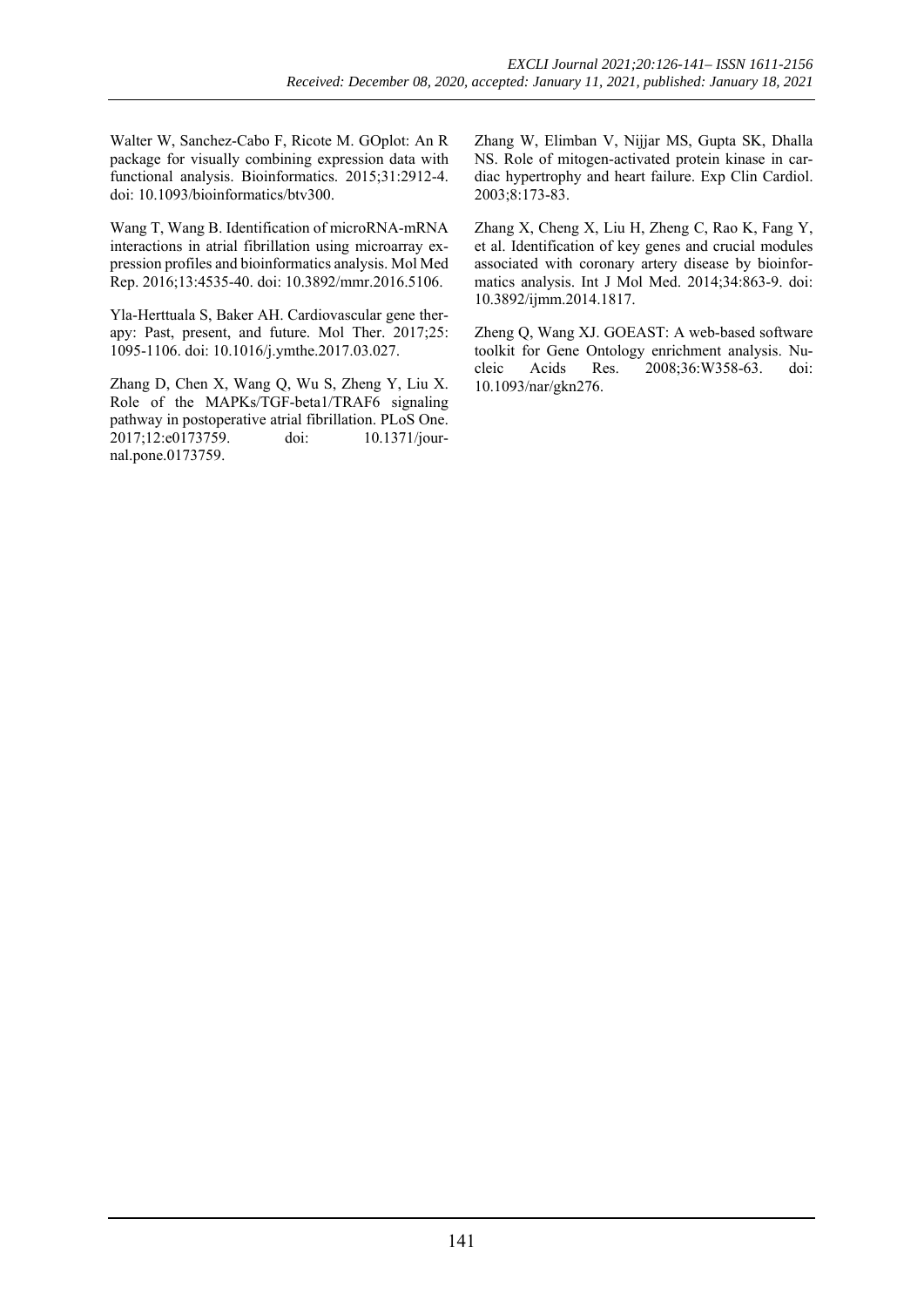Walter W, Sanchez-Cabo F, Ricote M. GOplot: An R package for visually combining expression data with functional analysis. Bioinformatics. 2015;31:2912-4. doi: 10.1093/bioinformatics/btv300.

Wang T, Wang B. Identification of microRNA-mRNA interactions in atrial fibrillation using microarray expression profiles and bioinformatics analysis. Mol Med Rep. 2016;13:4535-40. doi: 10.3892/mmr.2016.5106.

Yla-Herttuala S, Baker AH. Cardiovascular gene therapy: Past, present, and future. Mol Ther. 2017;25: 1095-1106. doi: 10.1016/j.ymthe.2017.03.027.

Zhang D, Chen X, Wang Q, Wu S, Zheng Y, Liu X. Role of the MAPKs/TGF-beta1/TRAF6 signaling pathway in postoperative atrial fibrillation. PLoS One. 2017;12:e0173759. doi: 10.1371/journal.pone.0173759.

Zhang W, Elimban V, Nijjar MS, Gupta SK, Dhalla NS. Role of mitogen-activated protein kinase in cardiac hypertrophy and heart failure. Exp Clin Cardiol. 2003;8:173-83.

Zhang X, Cheng X, Liu H, Zheng C, Rao K, Fang Y, et al. Identification of key genes and crucial modules associated with coronary artery disease by bioinformatics analysis. Int J Mol Med. 2014;34:863-9. doi: 10.3892/ijmm.2014.1817.

Zheng Q, Wang XJ. GOEAST: A web-based software toolkit for Gene Ontology enrichment analysis. Nucleic Acids Res. 2008;36:W358-63. doi: 10.1093/nar/gkn276.